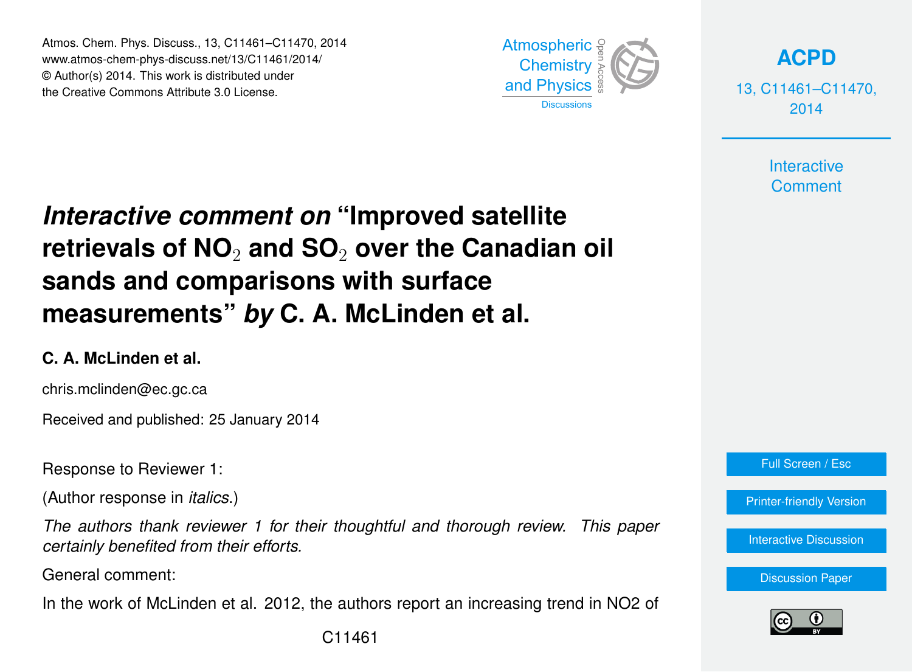# *Interactive comment on* "Improved satellite retrievals of $NO_2$ and $SO_2$ over the Canadian oil sands and comparisons with surface measurements" *by* C. A. McLinden et al.

**C. A. McLinden et al.**

chris.mclinden@ec.gc.ca

Received and published: 25 January 2014

Response to Reviewer 1:

(Author response in *italics*.)

*The authors thank reviewer 1 for their thoughtful and thorough review. This paper certainly benefited from their efforts.*

General comment:

In the work of McLinden et al. 2012, the authors report an increasing trend in NO2 of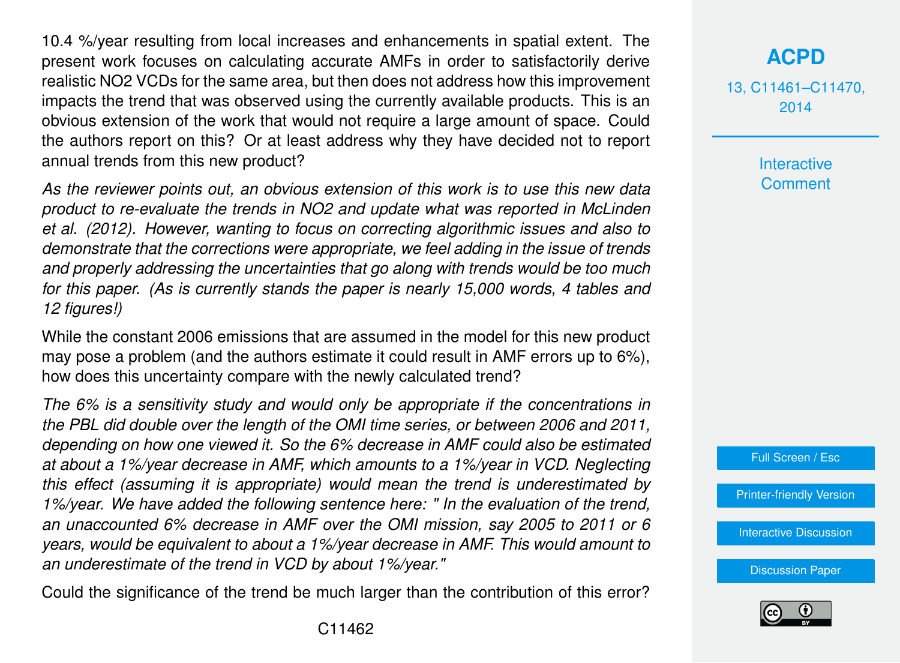10.4 %/year resulting from local increases and enhancements in spatial extent. The present work focuses on calculating accurate AMFs in order to satisfactorily derive realistic $NO_2$ VCDs for the same area, but then does not address how this improvement impacts the trend that was observed using the currently available products. This is an obvious extension of the work that would not require a large amount of space. Could the authors report on this? Or at least address why they have decided not to report annual trends from this new product?

*As the reviewer points out, an obvious extension of this work is to use this new data product to re-evaluate the trends in $NO_2$ and update what was reported in McLinden et al. (2012). However, wanting to focus on correcting algorithmic issues and also to demonstrate that the corrections were appropriate, we feel adding in the issue of trends and properly addressing the uncertainties that go along with trends would be too much for this paper. (As is currently stands the paper is nearly 15,000 words, 4 tables and 12 figures!)*

While the constant 2006 emissions that are assumed in the model for this new product may pose a problem (and the authors estimate it could result in AMF errors up to 6%), how does this uncertainty compare with the newly calculated trend?

*The 6% is a sensitivity study and would only be appropriate if the concentrations in the PBL did double over the length of the OMI time series, or between 2006 and 2011, depending on how one viewed it. So the 6% decrease in AMF could also be estimated at about a 1%/year decrease in AMF, which amounts to a 1%/year in VCD. Neglecting this effect (assuming it is appropriate) would mean the trend is underestimated by 1%/year. We have added the following sentence here: " In the evaluation of the trend, an unaccounted 6% decrease in AMF over the OMI mission, say 2005 to 2011 or 6 years, would be equivalent to about a 1%/year decrease in AMF. This would amount to an underestimate of the trend in VCD by about 1%/year."*

Could the significance of the trend be much larger than the contribution of this error?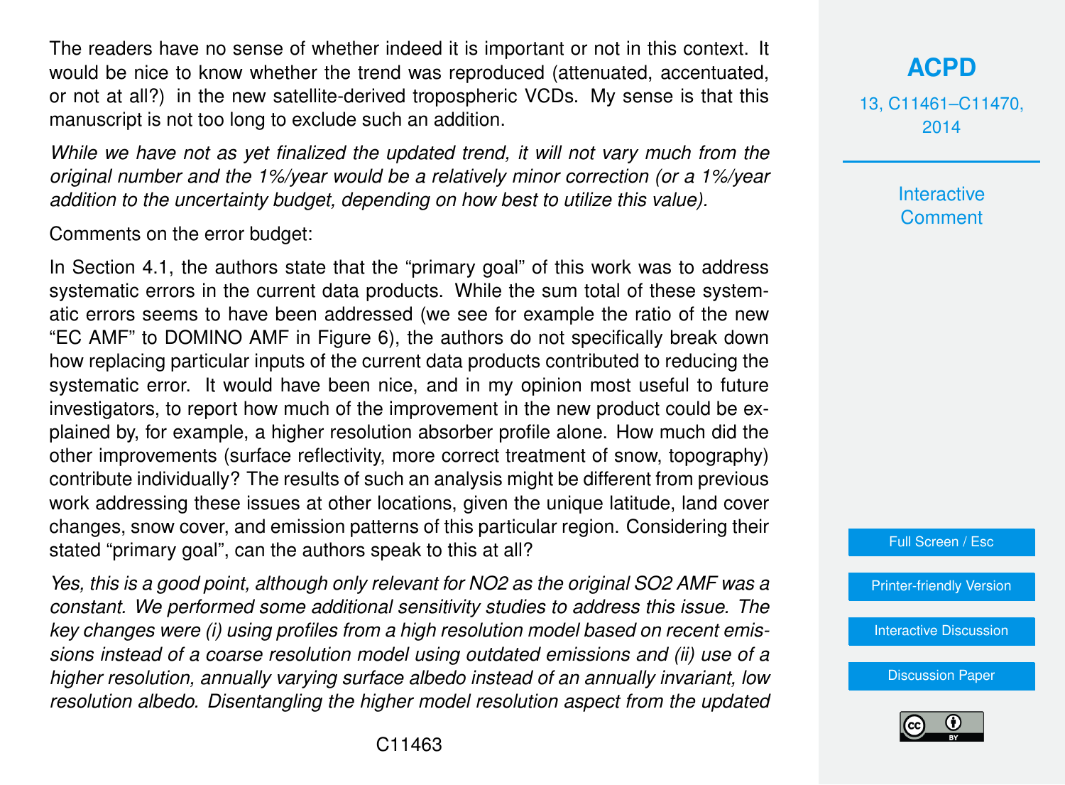The readers have no sense of whether indeed it is important or not in this context. It would be nice to know whether the trend was reproduced (attenuated, accentuated, or not at all?) in the new satellite-derived tropospheric VCDs. My sense is that this manuscript is not too long to exclude such an addition.

*While we have not as yet finalized the updated trend, it will not vary much from the original number and the 1%/year would be a relatively minor correction (or a 1%/year addition to the uncertainty budget, depending on how best to utilize this value).*

Comments on the error budget:

In Section 4.1, the authors state that the "primary goal" of this work was to address systematic errors in the current data products. While the sum total of these systematic errors seems to have been addressed (we see for example the ratio of the new "EC AMF" to DOMINO AMF in Figure 6), the authors do not specifically break down how replacing particular inputs of the current data products contributed to reducing the systematic error. It would have been nice, and in my opinion most useful to future investigators, to report how much of the improvement in the new product could be explained by, for example, a higher resolution absorber profile alone. How much did the other improvements (surface reflectivity, more correct treatment of snow, topography) contribute individually? The results of such an analysis might be different from previous work addressing these issues at other locations, given the unique latitude, land cover changes, snow cover, and emission patterns of this particular region. Considering their stated "primary goal", can the authors speak to this at all?

*Yes, this is a good point, although only relevant for $NO_2$ as the original $SO_2$ AMF was a constant. We performed some additional sensitivity studies to address this issue. The key changes were (i) using profiles from a high resolution model based on recent emissions instead of a coarse resolution model using outdated emissions and (ii) use of a higher resolution, annually varying surface albedo instead of an annually invariant, low resolution albedo. Disentangling the higher model resolution aspect from the updated*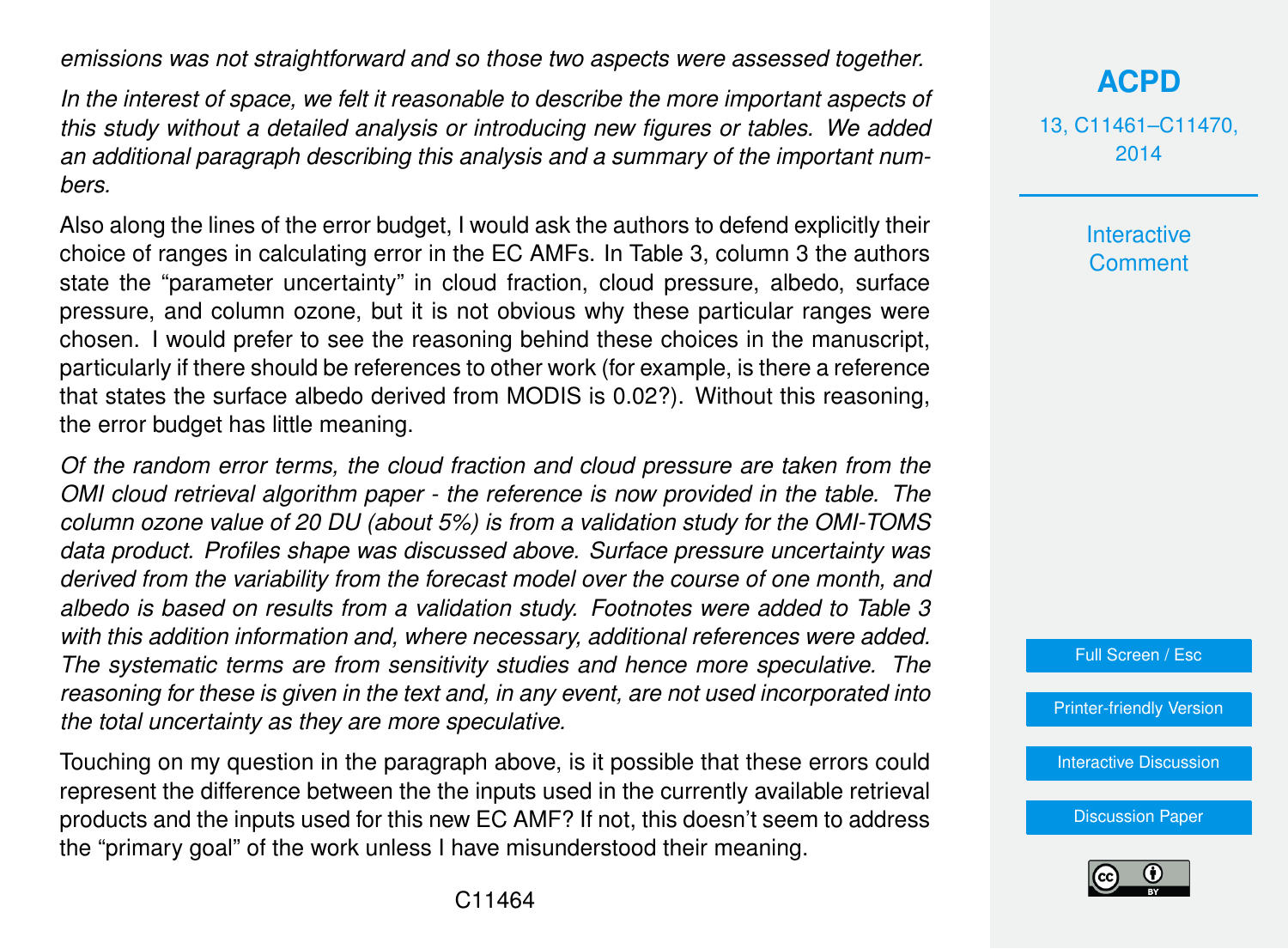*emissions was not straightforward and so those two aspects were assessed together.*

*In the interest of space, we felt it reasonable to describe the more important aspects of this study without a detailed analysis or introducing new figures or tables. We added an additional paragraph describing this analysis and a summary of the important numbers.*

Also along the lines of the error budget, I would ask the authors to defend explicitly their choice of ranges in calculating error in the EC AMFs. In Table 3, column 3 the authors state the "parameter uncertainty" in cloud fraction, cloud pressure, albedo, surface pressure, and column ozone, but it is not obvious why these particular ranges were chosen. I would prefer to see the reasoning behind these choices in the manuscript, particularly if there should be references to other work (for example, is there a reference that states the surface albedo derived from MODIS is 0.02?). Without this reasoning, the error budget has little meaning.

*Of the random error terms, the cloud fraction and cloud pressure are taken from the OMI cloud retrieval algorithm paper - the reference is now provided in the table. The column ozone value of 20 DU (about 5%) is from a validation study for the OMI-TOMS data product. Profiles shape was discussed above. Surface pressure uncertainty was derived from the variability from the forecast model over the course of one month, and albedo is based on results from a validation study. Footnotes were added to Table 3 with this addition information and, where necessary, additional references were added. The systematic terms are from sensitivity studies and hence more speculative. The reasoning for these is given in the text and, in any event, are not used incorporated into the total uncertainty as they are more speculative.*

Touching on my question in the paragraph above, is it possible that these errors could represent the difference between the the inputs used in the currently available retrieval products and the inputs used for this new EC AMF? If not, this doesn't seem to address the "primary goal" of the work unless I have misunderstood their meaning.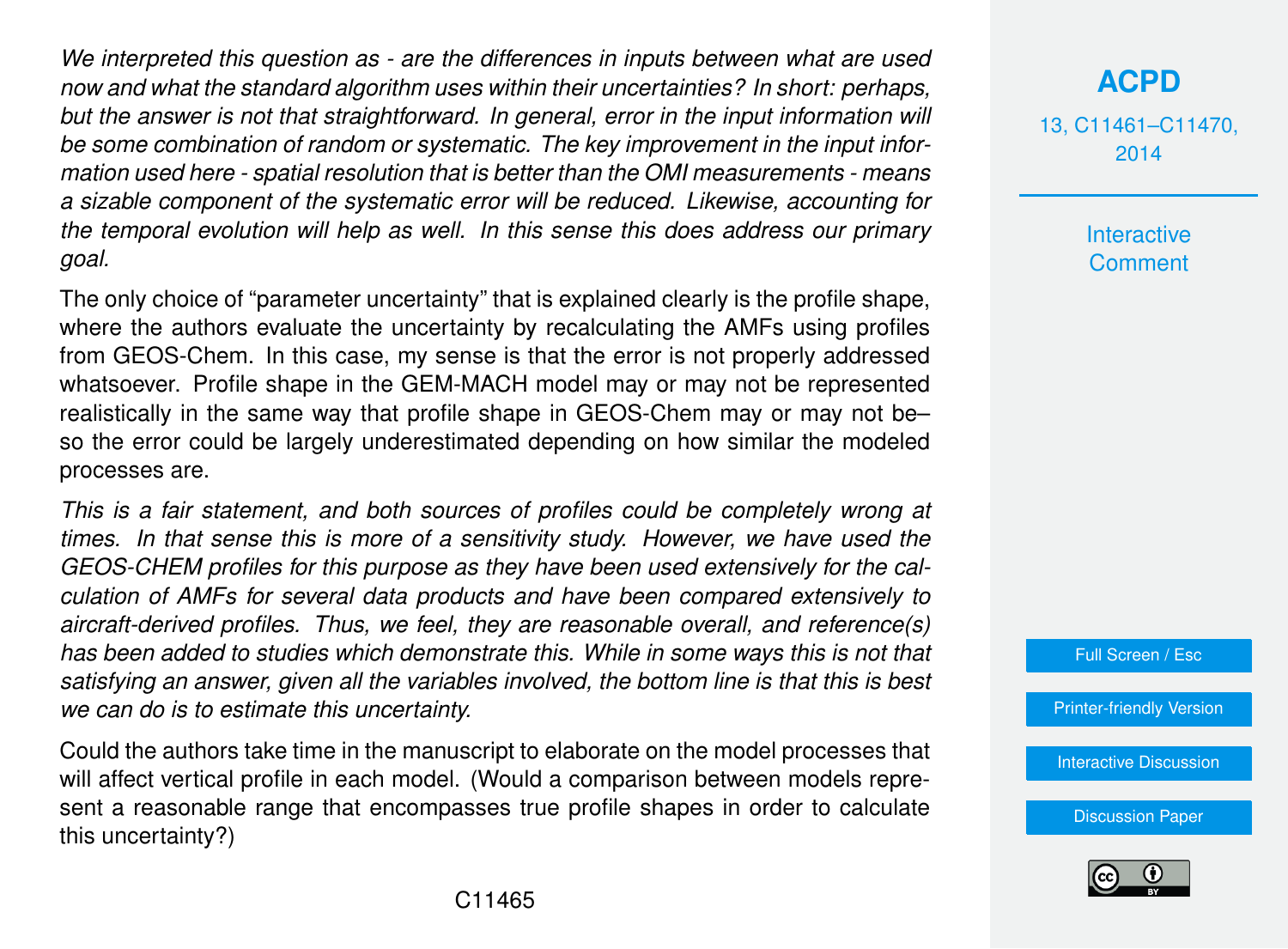*We interpreted this question as - are the differences in inputs between what are used now and what the standard algorithm uses within their uncertainties? In short: perhaps, but the answer is not that straightforward. In general, error in the input information will be some combination of random or systematic. The key improvement in the input information used here - spatial resolution that is better than the OMI measurements - means a sizable component of the systematic error will be reduced. Likewise, accounting for the temporal evolution will help as well. In this sense this does address our primary goal.*

The only choice of "parameter uncertainty" that is explained clearly is the profile shape, where the authors evaluate the uncertainty by recalculating the AMFs using profiles from GEOS-Chem. In this case, my sense is that the error is not properly addressed whatsoever. Profile shape in the GEM-MACH model may or may not be represented realistically in the same way that profile shape in GEOS-Chem may or may not be– so the error could be largely underestimated depending on how similar the modeled processes are.

*This is a fair statement, and both sources of profiles could be completely wrong at times. In that sense this is more of a sensitivity study. However, we have used the GEOS-CHEM profiles for this purpose as they have been used extensively for the calculation of AMFs for several data products and have been compared extensively to aircraft-derived profiles. Thus, we feel, they are reasonable overall, and reference(s) has been added to studies which demonstrate this. While in some ways this is not that satisfying an answer, given all the variables involved, the bottom line is that this is best we can do is to estimate this uncertainty.*

Could the authors take time in the manuscript to elaborate on the model processes that will affect vertical profile in each model. (Would a comparison between models represent a reasonable range that encompasses true profile shapes in order to calculate this uncertainty?)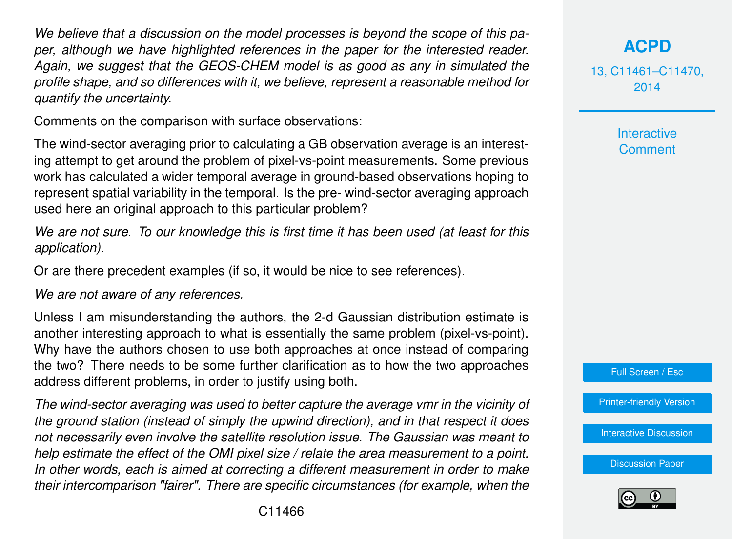*We believe that a discussion on the model processes is beyond the scope of this paper, although we have highlighted references in the paper for the interested reader. Again, we suggest that the GEOS-CHEM model is as good as any in simulated the profile shape, and so differences with it, we believe, represent a reasonable method for quantify the uncertainty.*

Comments on the comparison with surface observations:

The wind-sector averaging prior to calculating a GB observation average is an interesting attempt to get around the problem of pixel-vs-point measurements. Some previous work has calculated a wider temporal average in ground-based observations hoping to represent spatial variability in the temporal. Is the pre- wind-sector averaging approach used here an original approach to this particular problem?

*We are not sure. To our knowledge this is first time it has been used (at least for this application).*

Or are there precedent examples (if so, it would be nice to see references).

*We are not aware of any references.*

Unless I am misunderstanding the authors, the 2-d Gaussian distribution estimate is another interesting approach to what is essentially the same problem (pixel-vs-point). Why have the authors chosen to use both approaches at once instead of comparing the two? There needs to be some further clarification as to how the two approaches address different problems, in order to justify using both.

*The wind-sector averaging was used to better capture the average vmr in the vicinity of the ground station (instead of simply the upwind direction), and in that respect it does not necessarily even involve the satellite resolution issue. The Gaussian was meant to help estimate the effect of the OMI pixel size / relate the area measurement to a point. In other words, each is aimed at correcting a different measurement in order to make their intercomparison "fairer". There are specific circumstances (for example, when the*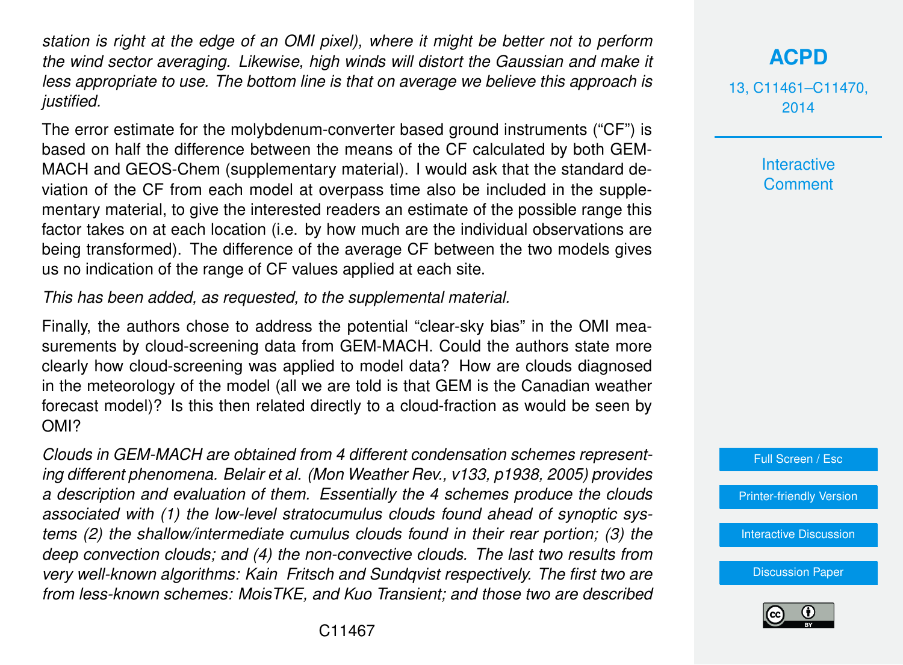*station is right at the edge of an OMI pixel), where it might be better not to perform the wind sector averaging. Likewise, high winds will distort the Gaussian and make it less appropriate to use. The bottom line is that on average we believe this approach is justified.*

The error estimate for the molybdenum-converter based ground instruments ("CF") is based on half the difference between the means of the CF calculated by both GEM-MACH and GEOS-Chem (supplementary material). I would ask that the standard deviation of the CF from each model at overpass time also be included in the supplementary material, to give the interested readers an estimate of the possible range this factor takes on at each location (i.e. by how much are the individual observations are being transformed). The difference of the average CF between the two models gives us no indication of the range of CF values applied at each site.

*This has been added, as requested, to the supplemental material.*

Finally, the authors chose to address the potential "clear-sky bias" in the OMI measurements by cloud-screening data from GEM-MACH. Could the authors state more clearly how cloud-screening was applied to model data? How are clouds diagnosed in the meteorology of the model (all we are told is that GEM is the Canadian weather forecast model)? Is this then related directly to a cloud-fraction as would be seen by OMI?

*Clouds in GEM-MACH are obtained from 4 different condensation schemes representing different phenomena. Belair et al. (Mon Weather Rev., v133, p1938, 2005) provides a description and evaluation of them. Essentially the 4 schemes produce the clouds associated with (1) the low-level stratocumulus clouds found ahead of synoptic systems (2) the shallow/intermediate cumulus clouds found in their rear portion; (3) the deep convection clouds; and (4) the non-convective clouds. The last two results from very well-known algorithms: Kain Fritsch and Sundqvist respectively. The first two are from less-known schemes: MoisTKE, and Kuo Transient; and those two are described*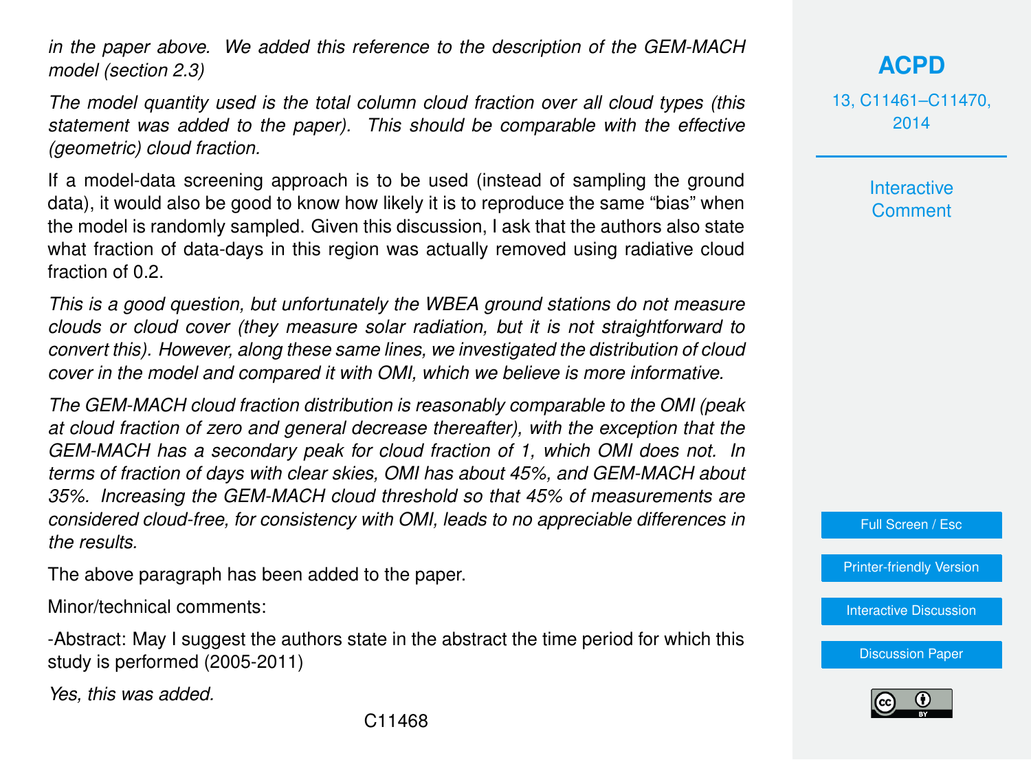*in the paper above. We added this reference to the description of the GEM-MACH model (section 2.3)*

*The model quantity used is the total column cloud fraction over all cloud types (this statement was added to the paper). This should be comparable with the effective (geometric) cloud fraction.*

If a model-data screening approach is to be used (instead of sampling the ground data), it would also be good to know how likely it is to reproduce the same "bias" when the model is randomly sampled. Given this discussion, I ask that the authors also state what fraction of data-days in this region was actually removed using radiative cloud fraction of 0.2.

*This is a good question, but unfortunately the WBEA ground stations do not measure clouds or cloud cover (they measure solar radiation, but it is not straightforward to convert this). However, along these same lines, we investigated the distribution of cloud cover in the model and compared it with OMI, which we believe is more informative.*

*The GEM-MACH cloud fraction distribution is reasonably comparable to the OMI (peak at cloud fraction of zero and general decrease thereafter), with the exception that the GEM-MACH has a secondary peak for cloud fraction of 1, which OMI does not. In terms of fraction of days with clear skies, OMI has about 45%, and GEM-MACH about 35%. Increasing the GEM-MACH cloud threshold so that 45% of measurements are considered cloud-free, for consistency with OMI, leads to no appreciable differences in the results.*

The above paragraph has been added to the paper.

Minor/technical comments:

-Abstract: May I suggest the authors state in the abstract the time period for which this study is performed (2005-2011)

*Yes, this was added.*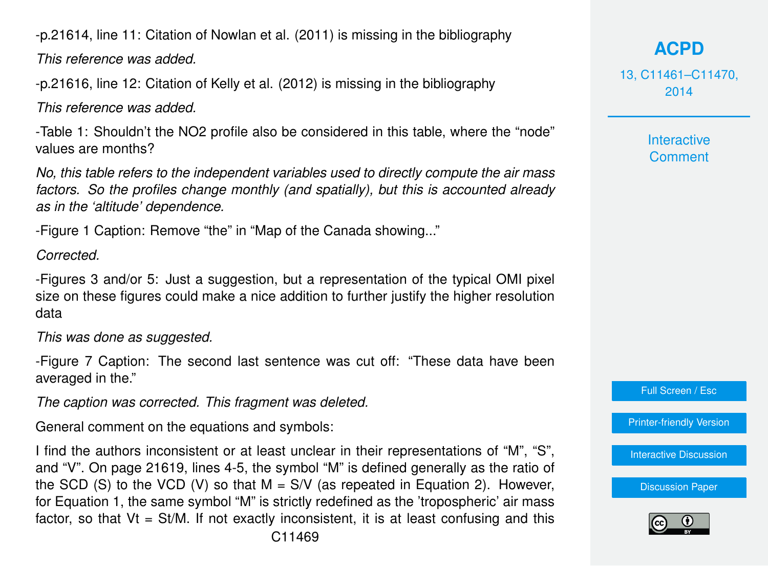-p.21614, line 11: Citation of Nowlan et al. (2011) is missing in the bibliography

*This reference was added.*

-p.21616, line 12: Citation of Kelly et al. (2012) is missing in the bibliography

*This reference was added.*

-Table 1: Shouldn't the $NO_2$ profile also be considered in this table, where the "node" values are months?

*No, this table refers to the independent variables used to directly compute the air mass factors. So the profiles change monthly (and spatially), but this is accounted already as in the 'altitude' dependence.*

-Figure 1 Caption: Remove "the" in "Map of the Canada showing..."

*Corrected.*

-Figures 3 and/or 5: Just a suggestion, but a representation of the typical OMI pixel size on these figures could make a nice addition to further justify the higher resolution data

*This was done as suggested.*

-Figure 7 Caption: The second last sentence was cut off: "These data have been averaged in the."

*The caption was corrected. This fragment was deleted.*

General comment on the equations and symbols:

I find the authors inconsistent or at least unclear in their representations of "M", "S", and "V". On page 21619, lines 4-5, the symbol "M" is defined generally as the ratio of the SCD (S) to the VCD (V) so that M = S/V (as repeated in Equation 2). However, for Equation 1, the same symbol "M" is strictly redefined as the 'tropospheric' air mass factor, so that $V_t = S_t/M$. If not exactly inconsistent, it is at least confusing and this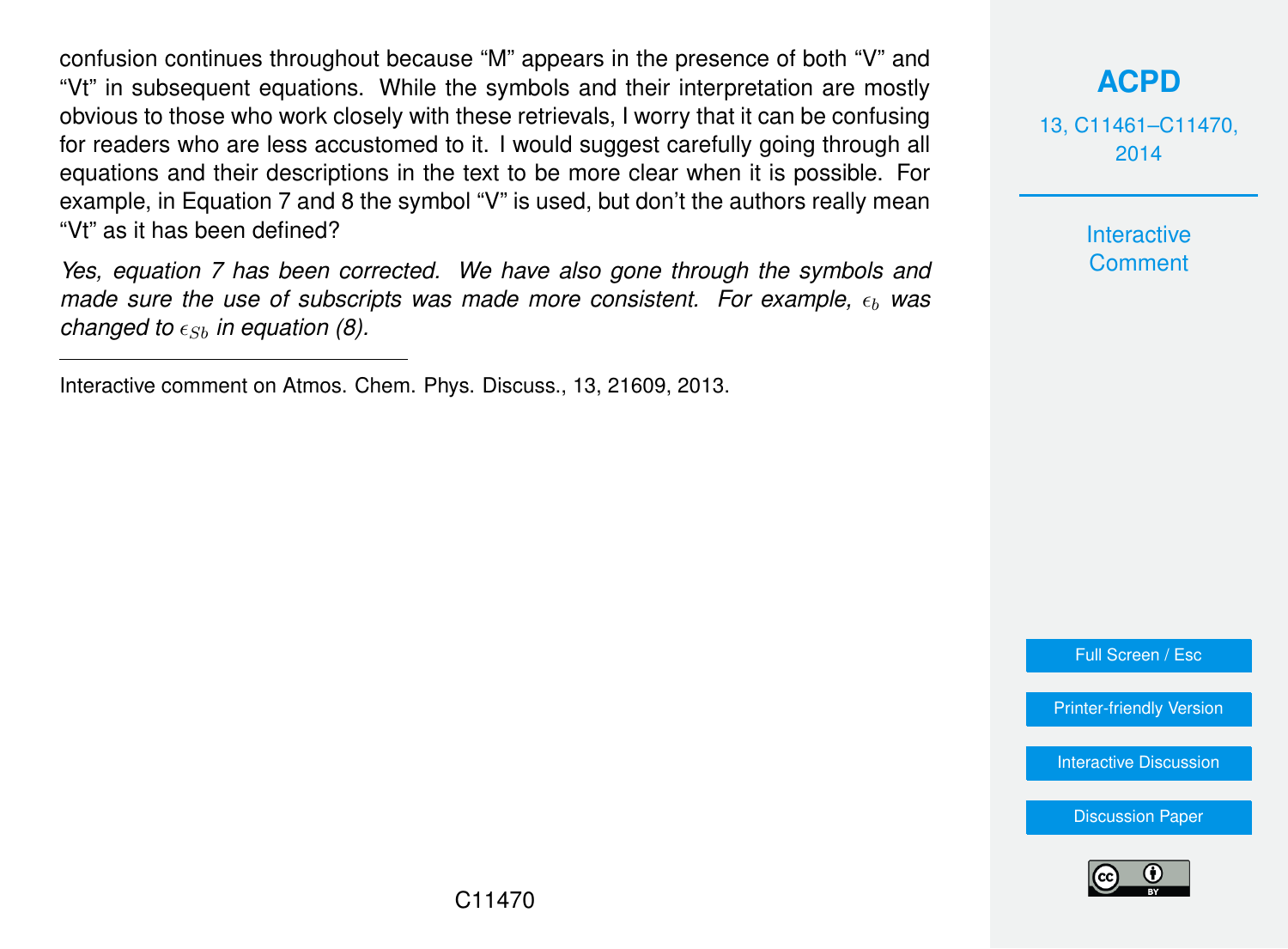confusion continues throughout because "M" appears in the presence of both "V" and "Vt" in subsequent equations. While the symbols and their interpretation are mostly obvious to those who work closely with these retrievals, I worry that it can be confusing for readers who are less accustomed to it. I would suggest carefully going through all equations and their descriptions in the text to be more clear when it is possible. For example, in Equation 7 and 8 the symbol "V" is used, but don't the authors really mean "Vt" as it has been defined?

*Yes, equation 7 has been corrected. We have also gone through the symbols and made sure the use of subscripts was made more consistent. For example, $\epsilon_b$ was changed to $\epsilon_{Sb}$ in equation (8).*

---

Interactive comment on Atmos. Chem. Phys. Discuss., 13, 21609, 2013.